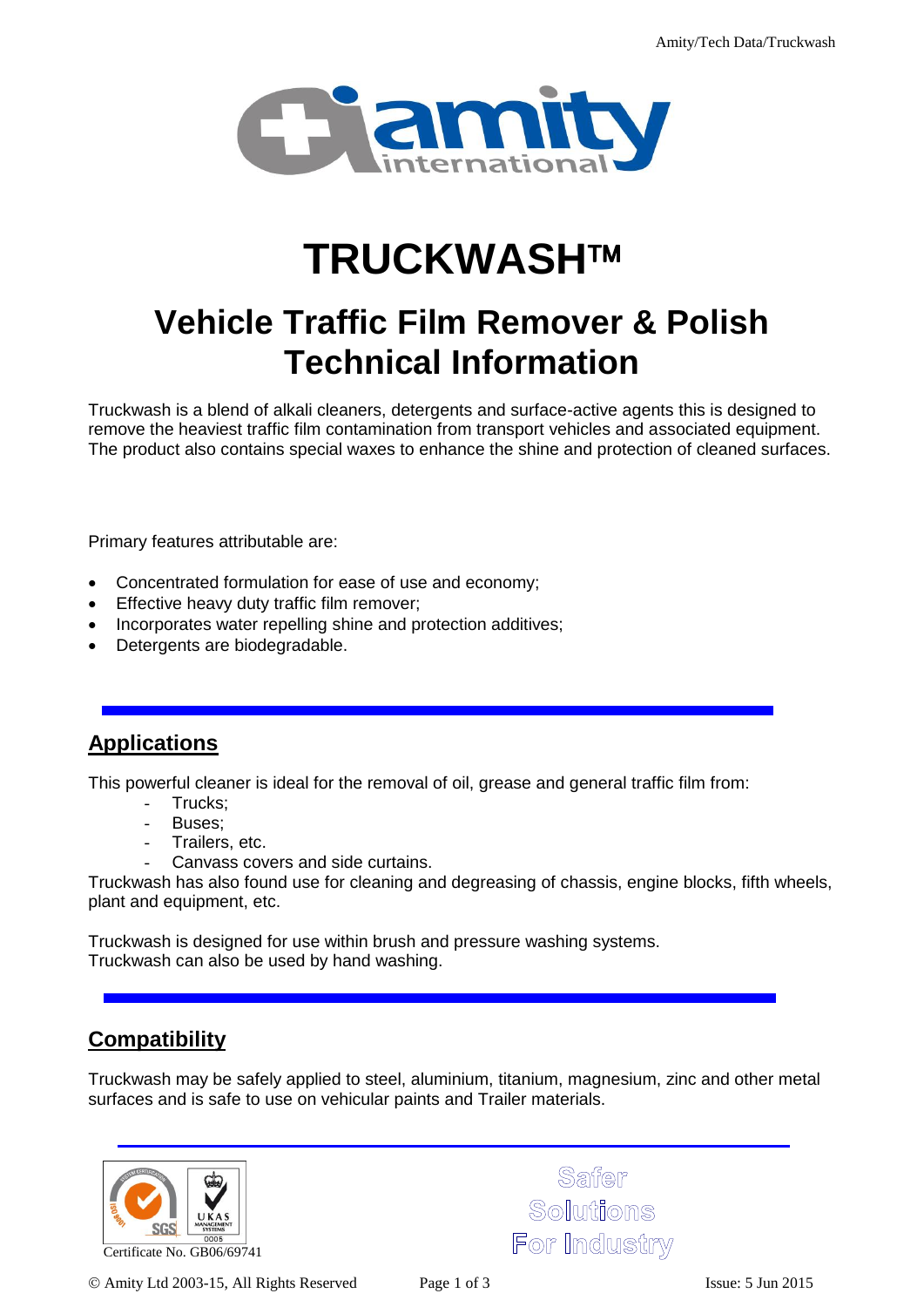# TRUCKWASH™

## Vehicle Traffic Film Remover & Polish
## Technical Information

Truckwash is a blend of alkali cleaners, detergents and surface-active agents this is designed to remove the heaviest traffic film contamination from transport vehicles and associated equipment. The product also contains special waxes to enhance the shine and protection of cleaned surfaces.

Primary features attributable are:

- Concentrated formulation for ease of use and economy;
- Effective heavy duty traffic film remover;
- Incorporates water repelling shine and protection additives;
- Detergents are biodegradable.

## Applications

This powerful cleaner is ideal for the removal of oil, grease and general traffic film from:

- Trucks;
- Buses;
- Trailers, etc.
- Canvass covers and side curtains.

Truckwash has also found use for cleaning and degreasing of chassis, engine blocks, fifth wheels, plant and equipment, etc.

Truckwash is designed for use within brush and pressure washing systems.
Truckwash can also be used by hand washing.

## Compatibility

Truckwash may be safely applied to steel, aluminium, titanium, magnesium, zinc and other metal surfaces and is safe to use on vehicular paints and Trailer materials.

Certificate No. GB06/69741

Safer Solutions For Industry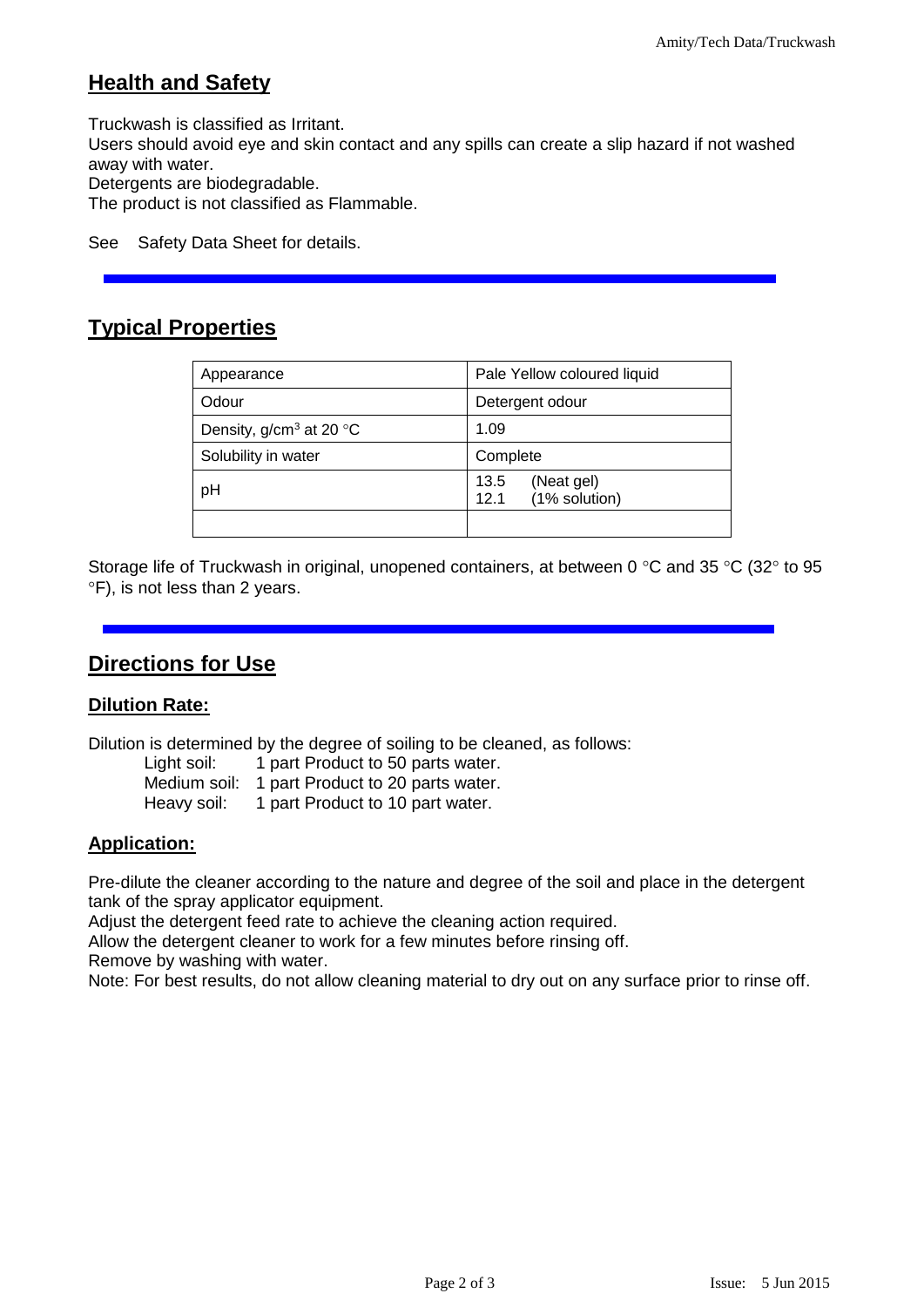## Health and Safety

Truckwash is classified as Irritant.
Users should avoid eye and skin contact and any spills can create a slip hazard if not washed away with water.
Detergents are biodegradable.
The product is not classified as Flammable.

See Safety Data Sheet for details.

## Typical Properties

| Appearance | Pale Yellow coloured liquid |
|---|---|
| Odour | Detergent odour |
| Density, g/cm$^3$ at 20 °C | 1.09 |
| Solubility in water | Complete |
| pH | 13.5 (Neat gel)<br>12.1 (1% solution) |
| | |

Storage life of Truckwash in original, unopened containers, at between 0 °C and 35 °C (32° to 95 °F), is not less than 2 years.

## Directions for Use

### Dilution Rate:

Dilution is determined by the degree of soiling to be cleaned, as follows:

- Light soil: 1 part Product to 50 parts water.
- Medium soil: 1 part Product to 20 parts water.
- Heavy soil: 1 part Product to 10 part water.

### Application:

Pre-dilute the cleaner according to the nature and degree of the soil and place in the detergent tank of the spray applicator equipment.
Adjust the detergent feed rate to achieve the cleaning action required.
Allow the detergent cleaner to work for a few minutes before rinsing off.
Remove by washing with water.
Note: For best results, do not allow cleaning material to dry out on any surface prior to rinse off.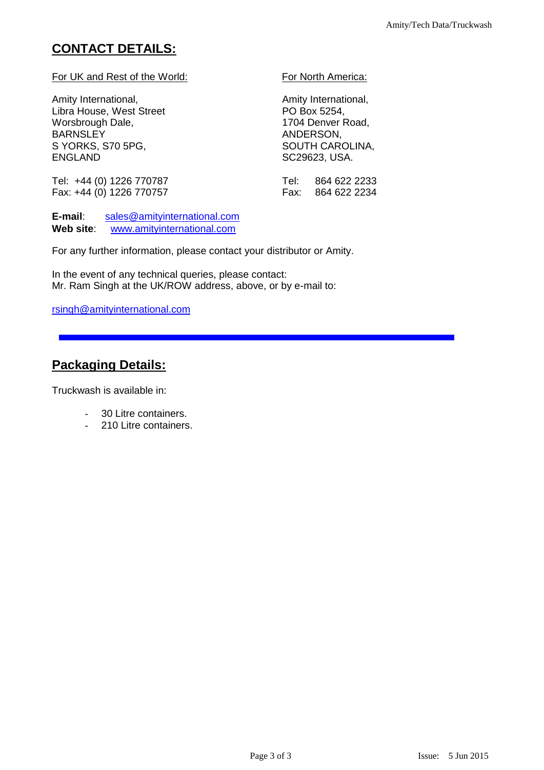## CONTACT DETAILS:

For UK and Rest of the World:

Amity International,
Libra House, West Street
Worsbrough Dale,
BARNSLEY
S YORKS, S70 5PG,
ENGLAND

Tel: +44 (0) 1226 770787
Fax: +44 (0) 1226 770757

For North America:

Amity International,
PO Box 5254,
1704 Denver Road,
ANDERSON,
SOUTH CAROLINA,
SC29623, USA.

Tel: 864 622 2233
Fax: 864 622 2234

**E-mail**: sales@amityinternational.com
**Web site**: www.amityinternational.com

For any further information, please contact your distributor or Amity.

In the event of any technical queries, please contact:
Mr. Ram Singh at the UK/ROW address, above, or by e-mail to:

rsingh@amityinternational.com

---

## Packaging Details:

Truckwash is available in:

- 30 Litre containers.
- 210 Litre containers.